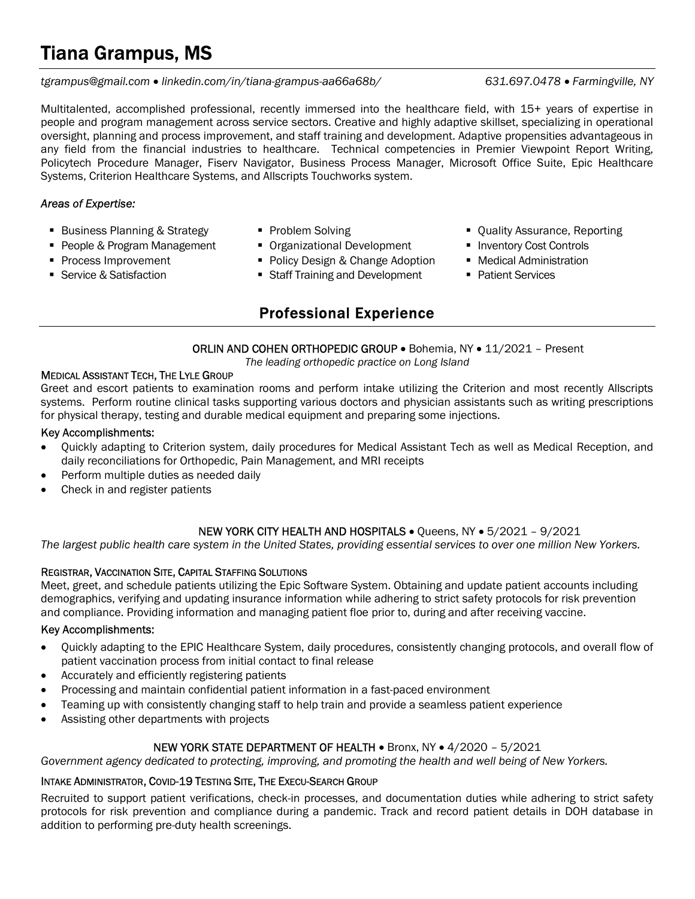# Tiana Grampus, MS

*tgrampus@gmail.com • linkedin.com/in/tiana-grampus-aa66a68b/* *631.697.0478 • Farmingville, NY*

Multitalented, accomplished professional, recently immersed into the healthcare field, with 15+ years of expertise in people and program management across service sectors. Creative and highly adaptive skillset, specializing in operational oversight, planning and process improvement, and staff training and development. Adaptive propensities advantageous in any field from the financial industries to healthcare. Technical competencies in Premier Viewpoint Report Writing, Policytech Procedure Manager, Fiserv Navigator, Business Process Manager, Microsoft Office Suite, Epic Healthcare Systems, Criterion Healthcare Systems, and Allscripts Touchworks system.

*Areas of Expertise:*

- Business Planning & Strategy
- People & Program Management
- Process Improvement
- Service & Satisfaction
- Problem Solving
- Organizational Development
- Policy Design & Change Adoption
- Staff Training and Development
- Quality Assurance, Reporting
- Inventory Cost Controls
- Medical Administration
- Patient Services

## Professional Experience

**ORLIN AND COHEN ORTHOPEDIC GROUP** • Bohemia, NY • 11/2021 – Present
*The leading orthopedic practice on Long Island*

MEDICAL ASSISTANT TECH, THE LYLE GROUP

Greet and escort patients to examination rooms and perform intake utilizing the Criterion and most recently Allscripts systems. Perform routine clinical tasks supporting various doctors and physician assistants such as writing prescriptions for physical therapy, testing and durable medical equipment and preparing some injections.

Key Accomplishments:

- Quickly adapting to Criterion system, daily procedures for Medical Assistant Tech as well as Medical Reception, and daily reconciliations for Orthopedic, Pain Management, and MRI receipts
- Perform multiple duties as needed daily
- Check in and register patients

**NEW YORK CITY HEALTH AND HOSPITALS** • Queens, NY • 5/2021 – 9/2021
*The largest public health care system in the United States, providing essential services to over one million New Yorkers.*

REGISTRAR, VACCINATION SITE, CAPITAL STAFFING SOLUTIONS

Meet, greet, and schedule patients utilizing the Epic Software System. Obtaining and update patient accounts including demographics, verifying and updating insurance information while adhering to strict safety protocols for risk prevention and compliance. Providing information and managing patient floe prior to, during and after receiving vaccine.

Key Accomplishments:

- Quickly adapting to the EPIC Healthcare System, daily procedures, consistently changing protocols, and overall flow of patient vaccination process from initial contact to final release
- Accurately and efficiently registering patients
- Processing and maintain confidential patient information in a fast-paced environment
- Teaming up with consistently changing staff to help train and provide a seamless patient experience
- Assisting other departments with projects

**NEW YORK STATE DEPARTMENT OF HEALTH** • Bronx, NY • 4/2020 – 5/2021
*Government agency dedicated to protecting, improving, and promoting the health and well being of New Yorkers.*

INTAKE ADMINISTRATOR, COVID-19 TESTING SITE, THE EXECU-SEARCH GROUP

Recruited to support patient verifications, check-in processes, and documentation duties while adhering to strict safety protocols for risk prevention and compliance during a pandemic. Track and record patient details in DOH database in addition to performing pre-duty health screenings.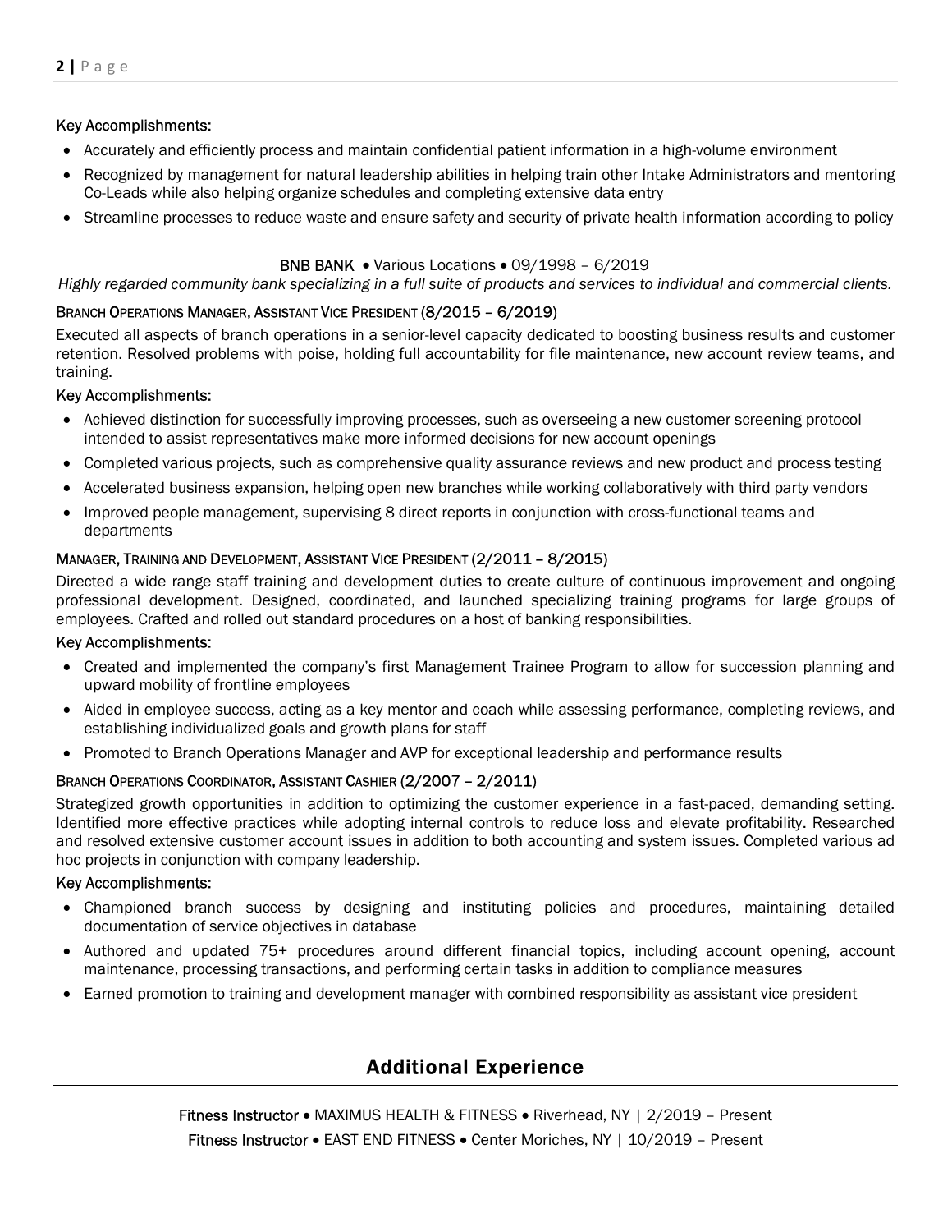Key Accomplishments:

- Accurately and efficiently process and maintain confidential patient information in a high-volume environment
- Recognized by management for natural leadership abilities in helping train other Intake Administrators and mentoring Co-Leads while also helping organize schedules and completing extensive data entry
- Streamline processes to reduce waste and ensure safety and security of private health information according to policy

BNB BANK • Various Locations • 09/1998 – 6/2019

*Highly regarded community bank specializing in a full suite of products and services to individual and commercial clients.*

BRANCH OPERATIONS MANAGER, ASSISTANT VICE PRESIDENT (8/2015 – 6/2019)

Executed all aspects of branch operations in a senior-level capacity dedicated to boosting business results and customer retention. Resolved problems with poise, holding full accountability for file maintenance, new account review teams, and training.

Key Accomplishments:

- Achieved distinction for successfully improving processes, such as overseeing a new customer screening protocol intended to assist representatives make more informed decisions for new account openings
- Completed various projects, such as comprehensive quality assurance reviews and new product and process testing
- Accelerated business expansion, helping open new branches while working collaboratively with third party vendors
- Improved people management, supervising 8 direct reports in conjunction with cross-functional teams and departments

MANAGER, TRAINING AND DEVELOPMENT, ASSISTANT VICE PRESIDENT (2/2011 – 8/2015)

Directed a wide range staff training and development duties to create culture of continuous improvement and ongoing professional development. Designed, coordinated, and launched specializing training programs for large groups of employees. Crafted and rolled out standard procedures on a host of banking responsibilities.

Key Accomplishments:

- Created and implemented the company's first Management Trainee Program to allow for succession planning and upward mobility of frontline employees
- Aided in employee success, acting as a key mentor and coach while assessing performance, completing reviews, and establishing individualized goals and growth plans for staff
- Promoted to Branch Operations Manager and AVP for exceptional leadership and performance results

BRANCH OPERATIONS COORDINATOR, ASSISTANT CASHIER (2/2007 – 2/2011)

Strategized growth opportunities in addition to optimizing the customer experience in a fast-paced, demanding setting. Identified more effective practices while adopting internal controls to reduce loss and elevate profitability. Researched and resolved extensive customer account issues in addition to both accounting and system issues. Completed various ad hoc projects in conjunction with company leadership.

Key Accomplishments:

- Championed branch success by designing and instituting policies and procedures, maintaining detailed documentation of service objectives in database
- Authored and updated 75+ procedures around different financial topics, including account opening, account maintenance, processing transactions, and performing certain tasks in addition to compliance measures
- Earned promotion to training and development manager with combined responsibility as assistant vice president

## Additional Experience

Fitness Instructor • MAXIMUS HEALTH & FITNESS • Riverhead, NY | 2/2019 – Present

Fitness Instructor • EAST END FITNESS • Center Moriches, NY | 10/2019 – Present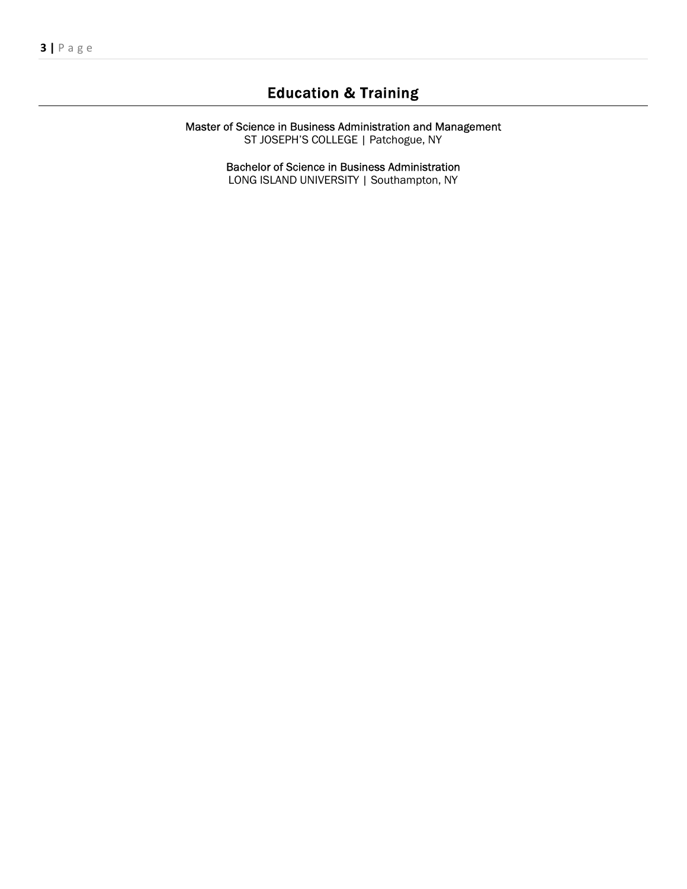## Education & Training

Master of Science in Business Administration and Management
ST JOSEPH'S COLLEGE | Patchogue, NY

Bachelor of Science in Business Administration
LONG ISLAND UNIVERSITY | Southampton, NY